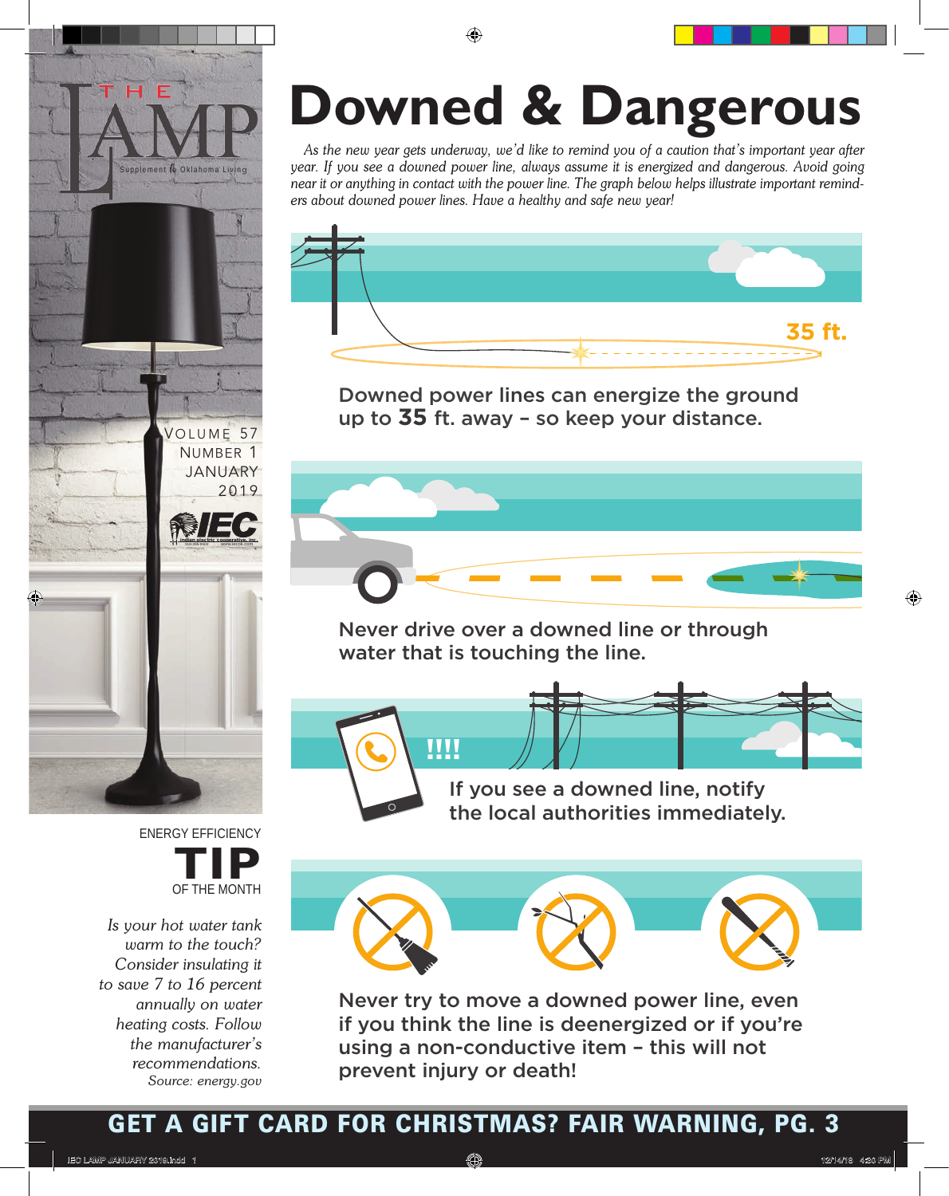# THE LAMP

Supplement to Oklahoma Living

VOLUME 57
NUMBER 1
JANUARY
2019

IEC

# Downed & Dangerous

*As the new year gets underway, we'd like to remind you of a caution that's important year after year. If you see a downed power line, always assume it is energized and dangerous. Avoid going near it or anything in contact with the power line. The graph below helps illustrate important reminders about downed power lines. Have a healthy and safe new year!*

35 ft.

Downed power lines can energize the ground up to **35** ft. away – so keep your distance.

Never drive over a downed line or through water that is touching the line.

!!!!

If you see a downed line, notify the local authorities immediately.

Never try to move a downed power line, even if you think the line is deenergized or if you're using a non-conductive item – this will not prevent injury or death!

ENERGY EFFICIENCY
## TIP
OF THE MONTH

*Is your hot water tank warm to the touch? Consider insulating it to save 7 to 16 percent annually on water heating costs. Follow the manufacturer's recommendations.*
*Source: energy.gov*

**GET A GIFT CARD FOR CHRISTMAS? FAIR WARNING, PG. 3**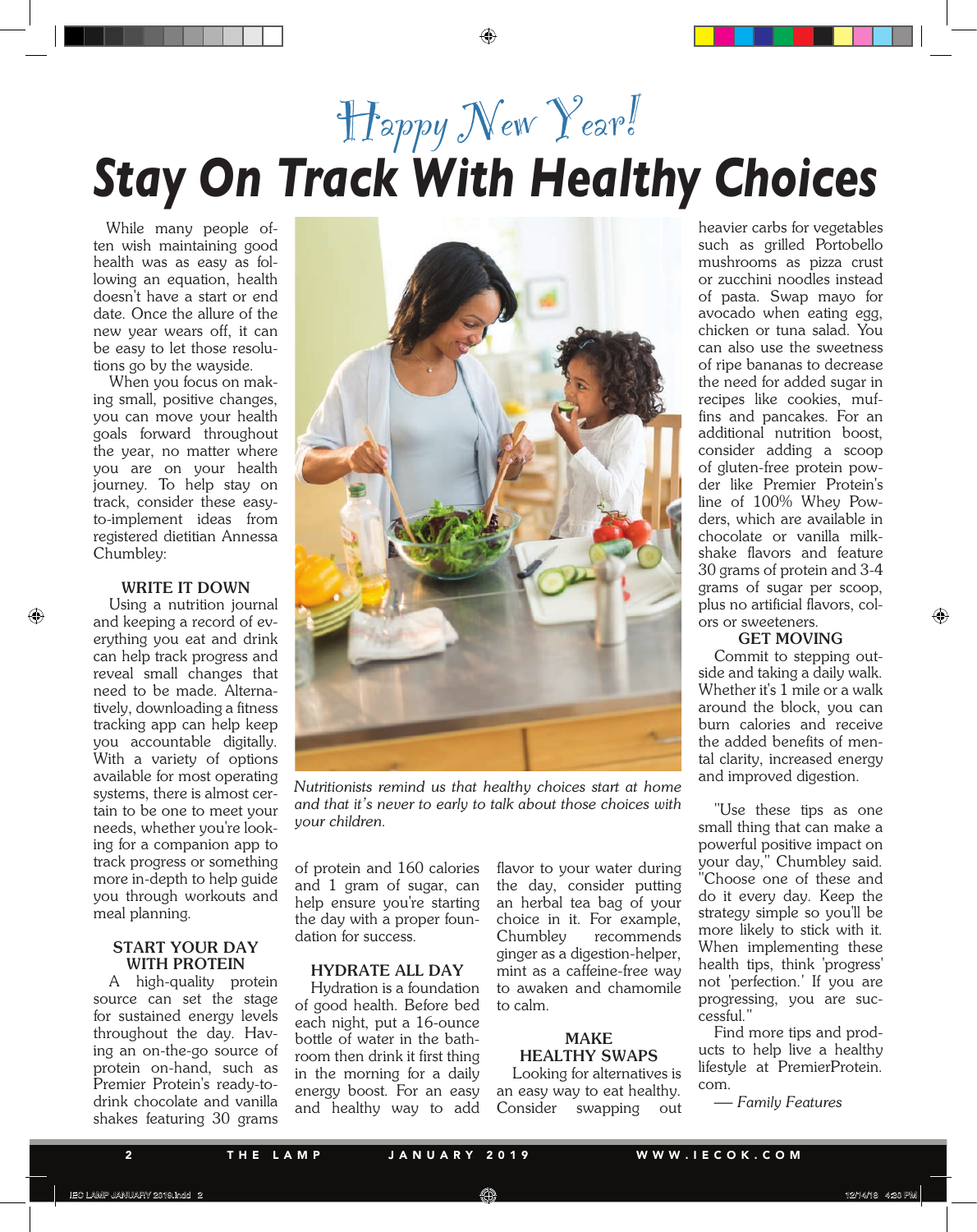Happy New Year!

# Stay On Track With Healthy Choices

While many people often wish maintaining good health was as easy as following an equation, health doesn't have a start or end date. Once the allure of the new year wears off, it can be easy to let those resolutions go by the wayside.

When you focus on making small, positive changes, you can move your health goals forward throughout the year, no matter where you are on your health journey. To help stay on track, consider these easy-to-implement ideas from registered dietitian Annessa Chumbley:

### WRITE IT DOWN

Using a nutrition journal and keeping a record of everything you eat and drink can help track progress and reveal small changes that need to be made. Alternatively, downloading a fitness tracking app can help keep you accountable digitally. With a variety of options available for most operating systems, there is almost certain to be one to meet your needs, whether you're looking for a companion app to track progress or something more in-depth to help guide you through workouts and meal planning.

### START YOUR DAY WITH PROTEIN

A high-quality protein source can set the stage for sustained energy levels throughout the day. Having an on-the-go source of protein on-hand, such as Premier Protein's ready-to-drink chocolate and vanilla shakes featuring 30 grams of protein and 160 calories and 1 gram of sugar, can help ensure you're starting the day with a proper foundation for success.

*Nutritionists remind us that healthy choices start at home and that it's never to early to talk about those choices with your children.*

### HYDRATE ALL DAY

Hydration is a foundation of good health. Before bed each night, put a 16-ounce bottle of water in the bathroom then drink it first thing in the morning for a daily energy boost. For an easy and healthy way to add flavor to your water during the day, consider putting an herbal tea bag of your choice in it. For example, Chumbley recommends ginger as a digestion-helper, mint as a caffeine-free way to awaken and chamomile to calm.

### MAKE HEALTHY SWAPS

Looking for alternatives is an easy way to eat healthy. Consider swapping out heavier carbs for vegetables such as grilled Portobello mushrooms as pizza crust or zucchini noodles instead of pasta. Swap mayo for avocado when eating egg, chicken or tuna salad. You can also use the sweetness of ripe bananas to decrease the need for added sugar in recipes like cookies, muffins and pancakes. For an additional nutrition boost, consider adding a scoop of gluten-free protein powder like Premier Protein's line of 100% Whey Powders, which are available in chocolate or vanilla milkshake flavors and feature 30 grams of protein and 3-4 grams of sugar per scoop, plus no artificial flavors, colors or sweeteners.

### GET MOVING

Commit to stepping outside and taking a daily walk. Whether it's 1 mile or a walk around the block, you can burn calories and receive the added benefits of mental clarity, increased energy and improved digestion.

"Use these tips as one small thing that can make a powerful positive impact on your day," Chumbley said. "Choose one of these and do it every day. Keep the strategy simple so you'll be more likely to stick with it. When implementing these health tips, think 'progress' not 'perfection.' If you are progressing, you are successful."

Find more tips and products to help live a healthy lifestyle at PremierProtein.com.

— *Family Features*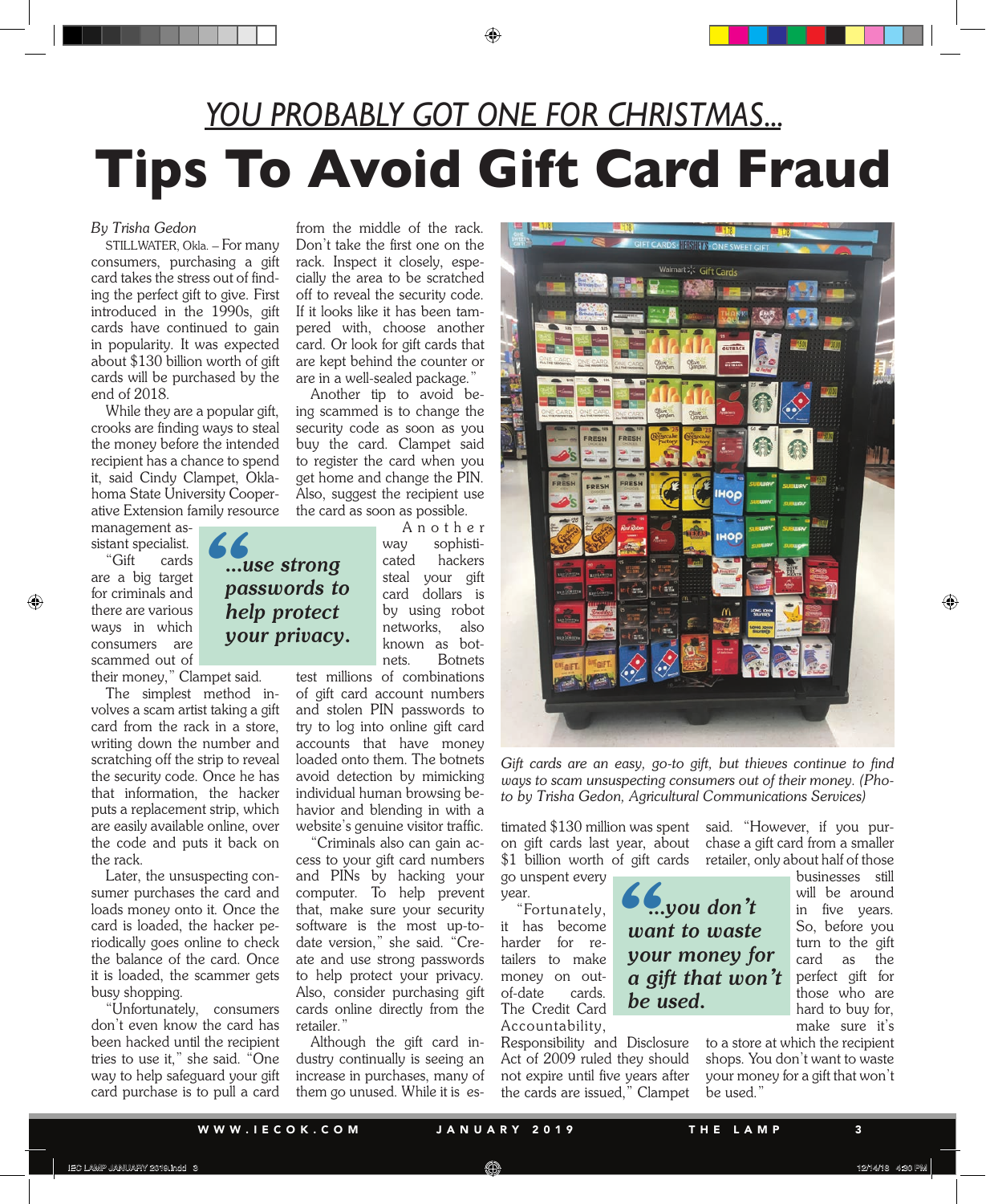*YOU PROBABLY GOT ONE FOR CHRISTMAS...*

# Tips To Avoid Gift Card Fraud

*By Trisha Gedon*

STILLWATER, Okla. – For many consumers, purchasing a gift card takes the stress out of finding the perfect gift to give. First introduced in the 1990s, gift cards have continued to gain in popularity. It was expected about $130 billion worth of gift cards will be purchased by the end of 2018.

While they are a popular gift, crooks are finding ways to steal the money before the intended recipient has a chance to spend it, said Cindy Clampet, Oklahoma State University Cooperative Extension family resource management assistant specialist.

"Gift cards are a big target for criminals and there are various ways in which consumers are scammed out of their money," Clampet said.

The simplest method involves a scam artist taking a gift card from the rack in a store, writing down the number and scratching off the strip to reveal the security code. Once he has that information, the hacker puts a replacement strip, which are easily available online, over the code and puts it back on the rack.

Later, the unsuspecting consumer purchases the card and loads money onto it. Once the card is loaded, the hacker periodically goes online to check the balance of the card. Once it is loaded, the scammer gets busy shopping.

"Unfortunately, consumers don't even know the card has been hacked until the recipient tries to use it," she said. "One way to help safeguard your gift card purchase is to pull a card from the middle of the rack. Don't take the first one on the rack. Inspect it closely, especially the area to be scratched off to reveal the security code. If it looks like it has been tampered with, choose another card. Or look for gift cards that are kept behind the counter or are in a well-sealed package."

Another tip to avoid being scammed is to change the security code as soon as you buy the card. Clampet said to register the card when you get home and change the PIN. Also, suggest the recipient use the card as soon as possible.

> **"...use strong passwords to help protect your privacy.**

Another way sophisticated hackers steal your gift card dollars is by using robot networks, also known as botnets. Botnets test millions of combinations of gift card account numbers and stolen PIN passwords to try to log into online gift card accounts that have money loaded onto them. The botnets avoid detection by mimicking individual human browsing behavior and blending in with a website's genuine visitor traffic.

"Criminals also can gain access to your gift card numbers and PINs by hacking your computer. To help prevent that, make sure your security software is the most up-to-date version," she said. "Create and use strong passwords to help protect your privacy. Also, consider purchasing gift cards online directly from the retailer."

Although the gift card industry continually is seeing an increase in purchases, many of them go unused. While it is estimated $130 million was spent on gift cards last year, about $1 billion worth of gift cards go unspent every year.

*Gift cards are an easy, go-to gift, but thieves continue to find ways to scam unsuspecting consumers out of their money. (Photo by Trisha Gedon, Agricultural Communications Services)*

"Fortunately, it has become harder for retailers to make money on out-of-date cards. The Credit Card Accountability, Responsibility and Disclosure Act of 2009 ruled they should not expire until five years after the cards are issued," Clampet said. "However, if you purchase a gift card from a smaller retailer, only about half of those businesses still will be around in five years. So, before you turn to the gift card as the perfect gift for those who are hard to buy for, make sure it's to a store at which the recipient shops. You don't want to waste your money for a gift that won't be used."

> **"...you don't want to waste your money for a gift that won't be used.**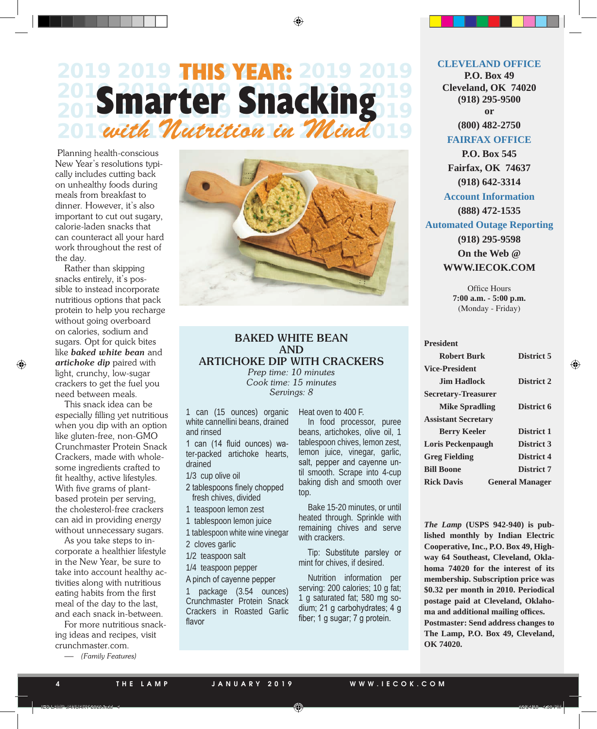# THIS YEAR: Smarter Snacking

## *with Nutrition in Mind*

Planning health-conscious New Year's resolutions typically includes cutting back on unhealthy foods during meals from breakfast to dinner. However, it's also important to cut out sugary, calorie-laden snacks that can counteract all your hard work throughout the rest of the day.

Rather than skipping snacks entirely, it's possible to instead incorporate nutritious options that pack protein to help you recharge without going overboard on calories, sodium and sugars. Opt for quick bites like ***baked white bean*** and ***artichoke dip*** paired with light, crunchy, low-sugar crackers to get the fuel you need between meals.

This snack idea can be especially filling yet nutritious when you dip with an option like gluten-free, non-GMO Crunchmaster Protein Snack Crackers, made with wholesome ingredients crafted to fit healthy, active lifestyles. With five grams of plant-based protein per serving, the cholesterol-free crackers can aid in providing energy without unnecessary sugars.

As you take steps to incorporate a healthier lifestyle in the New Year, be sure to take into account healthy activities along with nutritious eating habits from the first meal of the day to the last, and each snack in-between.

For more nutritious snacking ideas and recipes, visit crunchmaster.com.

— *(Family Features)*

### BAKED WHITE BEAN AND ARTICHOKE DIP WITH CRACKERS

*Prep time: 10 minutes*
*Cook time: 15 minutes*
*Servings: 8*

- 1 can (15 ounces) organic white cannellini beans, drained and rinsed
- 1 can (14 fluid ounces) water-packed artichoke hearts, drained
- 1/3 cup olive oil
- 2 tablespoons finely chopped fresh chives, divided
- 1 teaspoon lemon zest
- 1 tablespoon lemon juice
- 1 tablespoon white wine vinegar
- 2 cloves garlic
- 1/2 teaspoon salt
- 1/4 teaspoon pepper
- A pinch of cayenne pepper
- 1 package (3.54 ounces) Crunchmaster Protein Snack Crackers in Roasted Garlic flavor

Heat oven to 400 F.

In food processor, puree beans, artichokes, olive oil, 1 tablespoon chives, lemon zest, lemon juice, vinegar, garlic, salt, pepper and cayenne until smooth. Scrape into 4-cup baking dish and smooth over top.

Bake 15-20 minutes, or until heated through. Sprinkle with remaining chives and serve with crackers.

Tip: Substitute parsley or mint for chives, if desired.

Nutrition information per serving: 200 calories; 10 g fat; 1 g saturated fat; 580 mg sodium; 21 g carbohydrates; 4 g fiber; 1 g sugar; 7 g protein.

---

**CLEVELAND OFFICE**
**P.O. Box 49**
**Cleveland, OK 74020**
**(918) 295-9500**
**or**
**(800) 482-2750**

**FAIRFAX OFFICE**
**P.O. Box 545**
**Fairfax, OK 74637**
**(918) 642-3314**

**Account Information**
**(888) 472-1535**

**Automated Outage Reporting**
**(918) 295-9598**

**On the Web @**
**WWW.IECOK.COM**

Office Hours
**7:00 a.m. - 5:00 p.m.**
(Monday - Friday)

| | |
|---|---|
| **President** | |
| **Robert Burk** | **District 5** |
| **Vice-President** | |
| **Jim Hadlock** | **District 2** |
| **Secretary-Treasurer** | |
| **Mike Spradling** | **District 6** |
| **Assistant Secretary** | |
| **Berry Keeler** | **District 1** |
| **Loris Peckenpaugh** | **District 3** |
| **Greg Fielding** | **District 4** |
| **Bill Boone** | **District 7** |
| **Rick Davis** | **General Manager** |

***The Lamp*** **(USPS 942-940) is published monthly by Indian Electric Cooperative, Inc., P.O. Box 49, Highway 64 Southeast, Cleveland, Oklahoma 74020 for the interest of its membership. Subscription price was $0.32 per month in 2010. Periodical postage paid at Cleveland, Oklahoma and additional mailing offices. Postmaster: Send address changes to The Lamp, P.O. Box 49, Cleveland, OK 74020.**